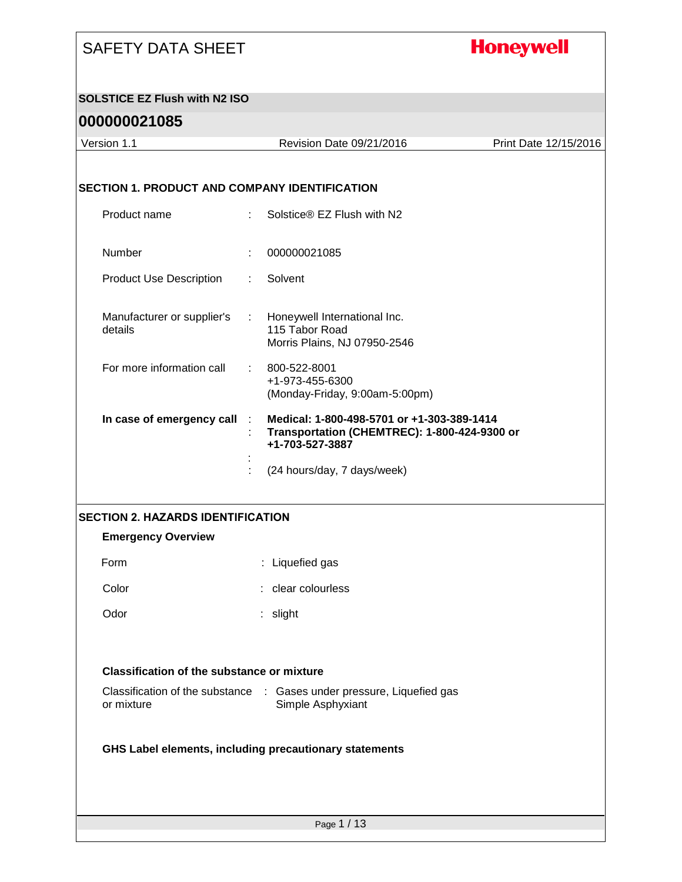# SAFETY DATA SHEET

**Honeywell**

## SOLSTICE EZ Flush with N2 ISO

## 000000021085

Version 1.1 | Revision Date 09/21/2016 | Print Date 12/15/2016

### SECTION 1. PRODUCT AND COMPANY IDENTIFICATION

| | | |
|---|---|---|
| Product name | : | Solstice® EZ Flush with N2 |
| Number | : | 000000021085 |
| Product Use Description | : | Solvent |
| Manufacturer or supplier's details | : | Honeywell International Inc.<br>115 Tabor Road<br>Morris Plains, NJ 07950-2546 |
| For more information call | : | 800-522-8001<br>+1-973-455-6300<br>(Monday-Friday, 9:00am-5:00pm) |
| **In case of emergency call** | : | **Medical: 1-800-498-5701 or +1-303-389-1414** |
| | : | **Transportation (CHEMTREC): 1-800-424-9300 or +1-703-527-3887** |
| | : | |
| | : | (24 hours/day, 7 days/week) |

### SECTION 2. HAZARDS IDENTIFICATION

**Emergency Overview**

| | | |
|---|---|---|
| Form | : | Liquefied gas |
| Color | : | clear colourless |
| Odor | : | slight |

**Classification of the substance or mixture**

| | | |
|---|---|---|
| Classification of the substance or mixture | : | Gases under pressure, Liquefied gas<br>Simple Asphyxiant |

**GHS Label elements, including precautionary statements**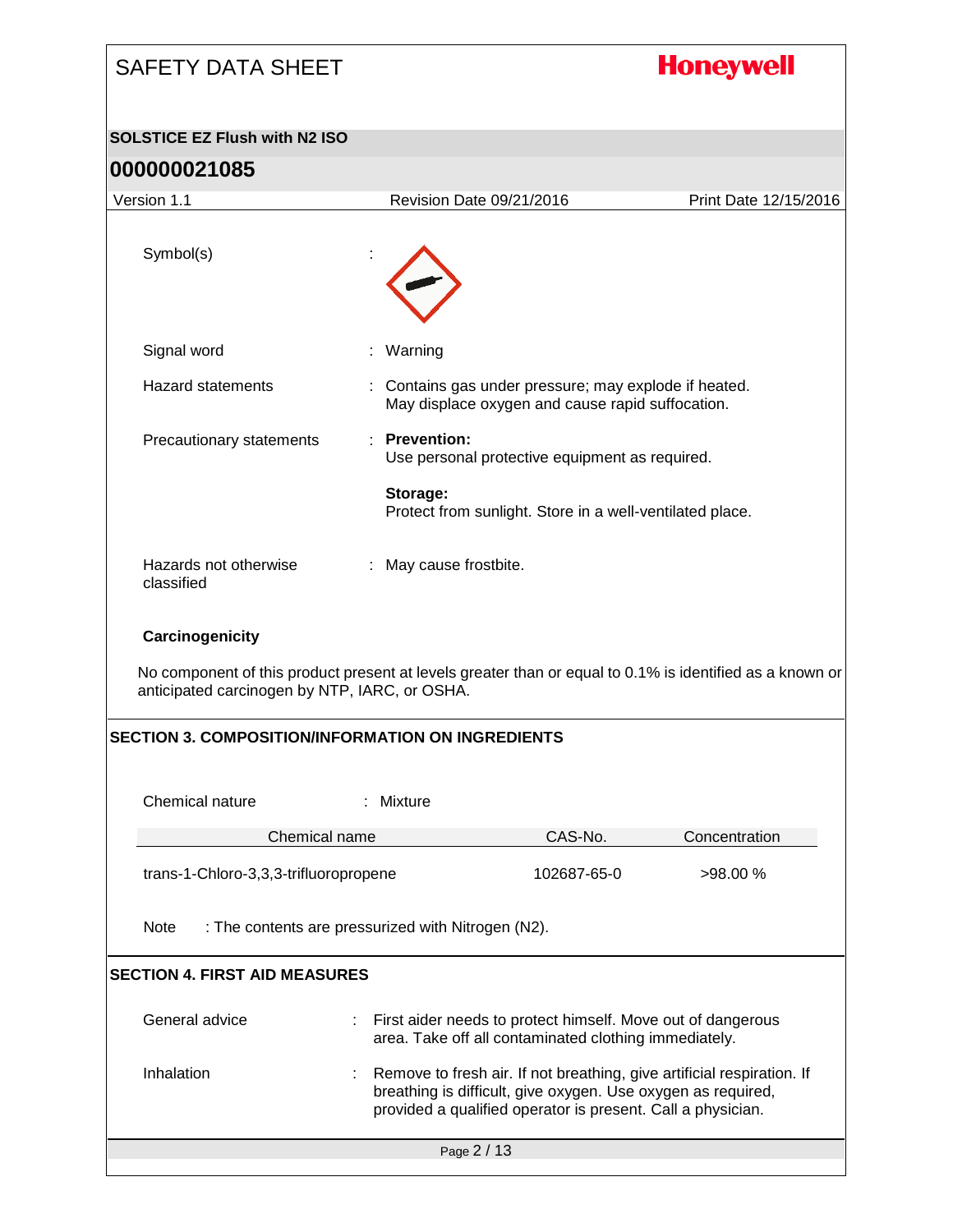Symbol(s) :

Signal word : Warning

Hazard statements : Contains gas under pressure; may explode if heated. May displace oxygen and cause rapid suffocation.

Precautionary statements : **Prevention:**
Use personal protective equipment as required.

**Storage:**
Protect from sunlight. Store in a well-ventilated place.

Hazards not otherwise classified : May cause frostbite.

**Carcinogenicity**

No component of this product present at levels greater than or equal to 0.1% is identified as a known or anticipated carcinogen by NTP, IARC, or OSHA.

## SECTION 3. COMPOSITION/INFORMATION ON INGREDIENTS

Chemical nature : Mixture

| Chemical name | CAS-No. | Concentration |
|---|---|---|
| trans-1-Chloro-3,3,3-trifluoropropene | 102687-65-0 | >98.00 % |

Note : The contents are pressurized with Nitrogen (N2).

## SECTION 4. FIRST AID MEASURES

General advice : First aider needs to protect himself. Move out of dangerous area. Take off all contaminated clothing immediately.

Inhalation : Remove to fresh air. If not breathing, give artificial respiration. If breathing is difficult, give oxygen. Use oxygen as required, provided a qualified operator is present. Call a physician.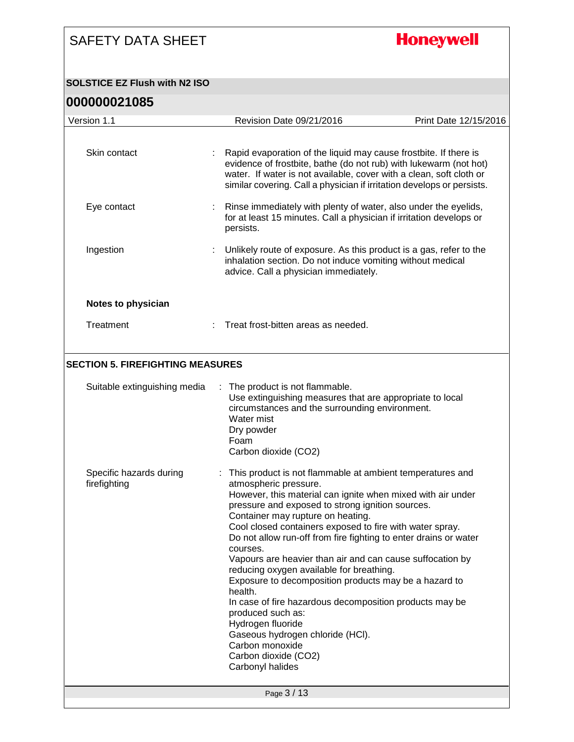Skin contact : Rapid evaporation of the liquid may cause frostbite. If there is evidence of frostbite, bathe (do not rub) with lukewarm (not hot) water. If water is not available, cover with a clean, soft cloth or similar covering. Call a physician if irritation develops or persists.

Eye contact : Rinse immediately with plenty of water, also under the eyelids, for at least 15 minutes. Call a physician if irritation develops or persists.

Ingestion : Unlikely route of exposure. As this product is a gas, refer to the inhalation section. Do not induce vomiting without medical advice. Call a physician immediately.

**Notes to physician**

Treatment : Treat frost-bitten areas as needed.

## SECTION 5. FIREFIGHTING MEASURES

Suitable extinguishing media : The product is not flammable.
Use extinguishing measures that are appropriate to local circumstances and the surrounding environment.
Water mist
Dry powder
Foam
Carbon dioxide ($CO_2$)

Specific hazards during firefighting : This product is not flammable at ambient temperatures and atmospheric pressure.
However, this material can ignite when mixed with air under pressure and exposed to strong ignition sources.
Container may rupture on heating.
Cool closed containers exposed to fire with water spray.
Do not allow run-off from fire fighting to enter drains or water courses.
Vapours are heavier than air and can cause suffocation by reducing oxygen available for breathing.
Exposure to decomposition products may be a hazard to health.
In case of fire hazardous decomposition products may be produced such as:
Hydrogen fluoride
Gaseous hydrogen chloride (HCl).
Carbon monoxide
Carbon dioxide ($CO_2$)
Carbonyl halides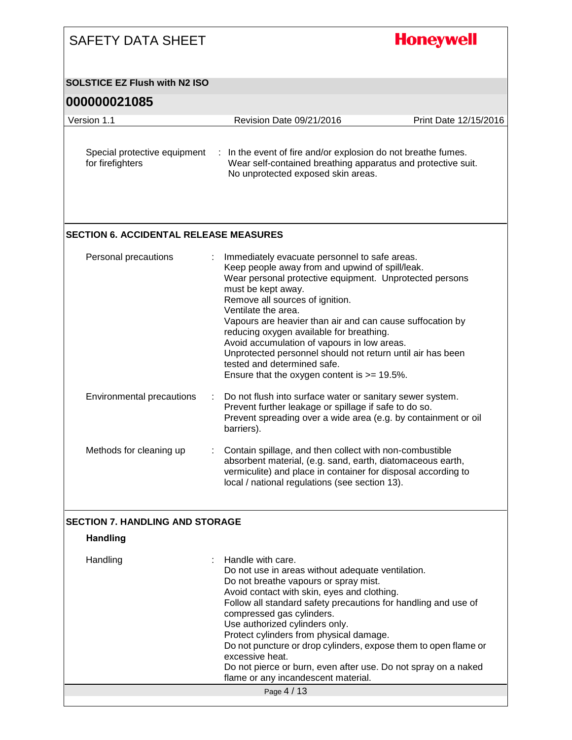Special protective equipment for firefighters : In the event of fire and/or explosion do not breathe fumes. Wear self-contained breathing apparatus and protective suit. No unprotected exposed skin areas.

## SECTION 6. ACCIDENTAL RELEASE MEASURES

**Personal precautions** : Immediately evacuate personnel to safe areas.
Keep people away from and upwind of spill/leak.
Wear personal protective equipment. Unprotected persons must be kept away.
Remove all sources of ignition.
Ventilate the area.
Vapours are heavier than air and can cause suffocation by reducing oxygen available for breathing.
Avoid accumulation of vapours in low areas.
Unprotected personnel should not return until air has been tested and determined safe.
Ensure that the oxygen content is >= 19.5%.

**Environmental precautions** : Do not flush into surface water or sanitary sewer system.
Prevent further leakage or spillage if safe to do so.
Prevent spreading over a wide area (e.g. by containment or oil barriers).

**Methods for cleaning up** : Contain spillage, and then collect with non-combustible absorbent material, (e.g. sand, earth, diatomaceous earth, vermiculite) and place in container for disposal according to local / national regulations (see section 13).

## SECTION 7. HANDLING AND STORAGE

### Handling

**Handling** : Handle with care.
Do not use in areas without adequate ventilation.
Do not breathe vapours or spray mist.
Avoid contact with skin, eyes and clothing.
Follow all standard safety precautions for handling and use of compressed gas cylinders.
Use authorized cylinders only.
Protect cylinders from physical damage.
Do not puncture or drop cylinders, expose them to open flame or excessive heat.
Do not pierce or burn, even after use. Do not spray on a naked flame or any incandescent material.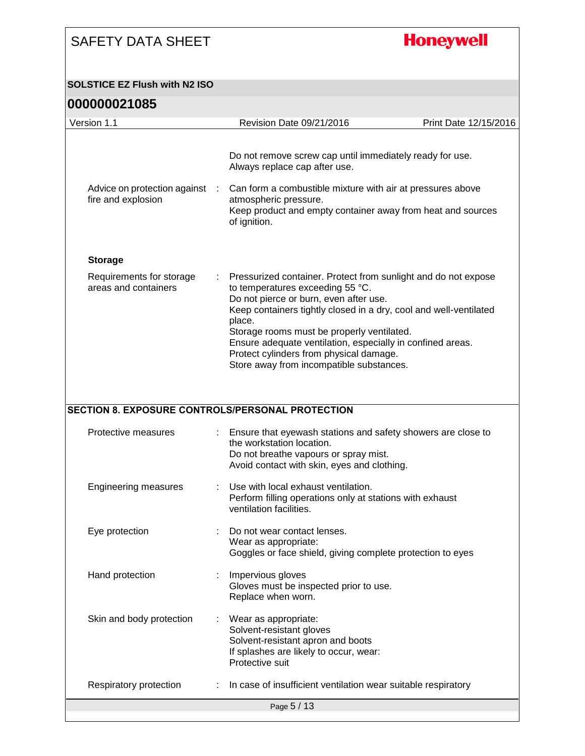Do not remove screw cap until immediately ready for use.
Always replace cap after use.

| | |
|---|---|
| Advice on protection against fire and explosion | : Can form a combustible mixture with air at pressures above atmospheric pressure.<br>Keep product and empty container away from heat and sources of ignition. |

**Storage**

| | |
|---|---|
| Requirements for storage areas and containers | : Pressurized container. Protect from sunlight and do not expose to temperatures exceeding 55 °C.<br>Do not pierce or burn, even after use.<br>Keep containers tightly closed in a dry, cool and well-ventilated place.<br>Storage rooms must be properly ventilated.<br>Ensure adequate ventilation, especially in confined areas.<br>Protect cylinders from physical damage.<br>Store away from incompatible substances. |

## SECTION 8. EXPOSURE CONTROLS/PERSONAL PROTECTION

| | |
|---|---|
| Protective measures | : Ensure that eyewash stations and safety showers are close to the workstation location.<br>Do not breathe vapours or spray mist.<br>Avoid contact with skin, eyes and clothing. |
| Engineering measures | : Use with local exhaust ventilation.<br>Perform filling operations only at stations with exhaust ventilation facilities. |
| Eye protection | : Do not wear contact lenses.<br>Wear as appropriate:<br>Goggles or face shield, giving complete protection to eyes |
| Hand protection | : Impervious gloves<br>Gloves must be inspected prior to use.<br>Replace when worn. |
| Skin and body protection | : Wear as appropriate:<br>Solvent-resistant gloves<br>Solvent-resistant apron and boots<br>If splashes are likely to occur, wear:<br>Protective suit |
| Respiratory protection | : In case of insufficient ventilation wear suitable respiratory |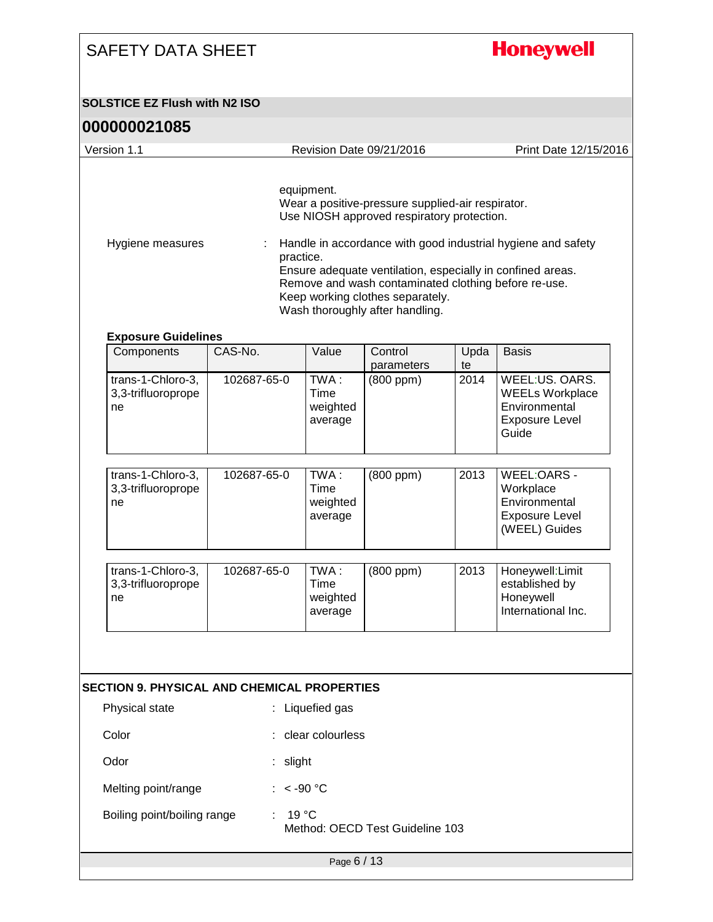equipment.
Wear a positive-pressure supplied-air respirator.
Use NIOSH approved respiratory protection.

Hygiene measures : Handle in accordance with good industrial hygiene and safety practice.
Ensure adequate ventilation, especially in confined areas.
Remove and wash contaminated clothing before re-use.
Keep working clothes separately.
Wash thoroughly after handling.

**Exposure Guidelines**

| Components | CAS-No. | Value | Control parameters | Update | Basis |
|---|---|---|---|---|---|
| trans-1-Chloro-3,3,3-trifluoropropene | 102687-65-0 | TWA : Time weighted average | (800 ppm) | 2014 | WEEL:US. OARS. WEELs Workplace Environmental Exposure Level Guide |
| trans-1-Chloro-3,3,3-trifluoropropene | 102687-65-0 | TWA : Time weighted average | (800 ppm) | 2013 | WEEL:OARS - Workplace Environmental Exposure Level (WEEL) Guides |
| trans-1-Chloro-3,3,3-trifluoropropene | 102687-65-0 | TWA : Time weighted average | (800 ppm) | 2013 | Honeywell:Limit established by Honeywell International Inc. |

## SECTION 9. PHYSICAL AND CHEMICAL PROPERTIES

Physical state : Liquefied gas

Color : clear colourless

Odor : slight

Melting point/range : < -90 °C

Boiling point/boiling range : 19 °C
Method: OECD Test Guideline 103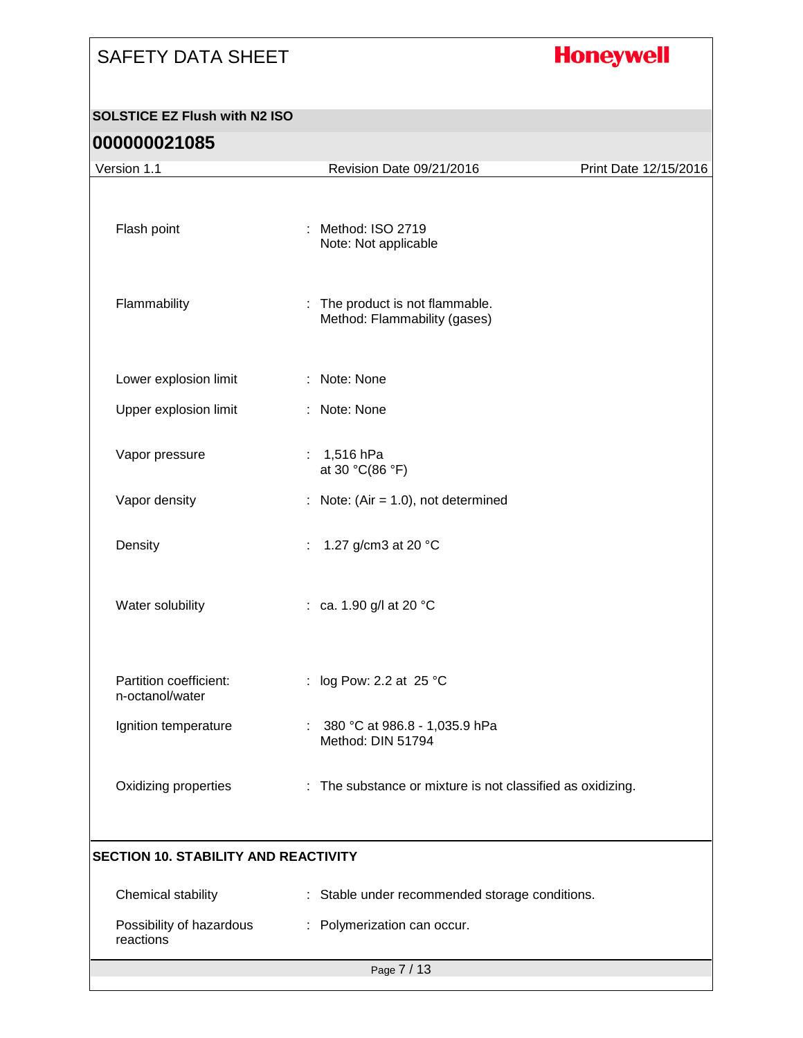| | |
|---|---|
| Flash point | : Method: ISO 2719<br>Note: Not applicable |
| Flammability | : The product is not flammable.<br>Method: Flammability (gases) |
| Lower explosion limit | : Note: None |
| Upper explosion limit | : Note: None |
| Vapor pressure | : 1,516 hPa<br>at 30 °C(86 °F) |
| Vapor density | : Note: (Air = 1.0), not determined |
| Density | : 1.27 g/cm3 at 20 °C |
| Water solubility | : ca. 1.90 g/l at 20 °C |
| Partition coefficient: n-octanol/water | : log Pow: 2.2 at 25 °C |
| Ignition temperature | : 380 °C at 986.8 - 1,035.9 hPa<br>Method: DIN 51794 |
| Oxidizing properties | : The substance or mixture is not classified as oxidizing. |

## SECTION 10. STABILITY AND REACTIVITY

| | |
|---|---|
| Chemical stability | : Stable under recommended storage conditions. |
| Possibility of hazardous reactions | : Polymerization can occur. |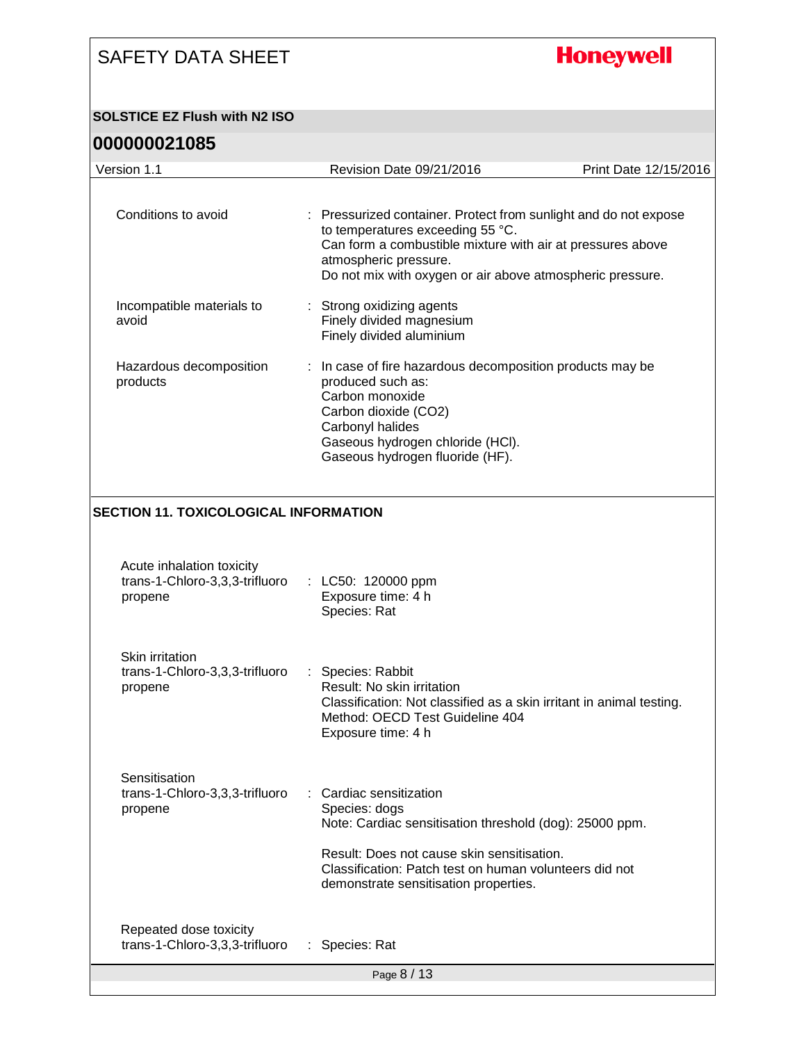| | |
|---|---|
| Conditions to avoid | : Pressurized container. Protect from sunlight and do not expose to temperatures exceeding 55 °C.<br>Can form a combustible mixture with air at pressures above atmospheric pressure.<br>Do not mix with oxygen or air above atmospheric pressure. |
| Incompatible materials to avoid | : Strong oxidizing agents<br>Finely divided magnesium<br>Finely divided aluminium |
| Hazardous decomposition products | : In case of fire hazardous decomposition products may be produced such as:<br>Carbon monoxide<br>Carbon dioxide ($CO_2$)<br>Carbonyl halides<br>Gaseous hydrogen chloride (HCl).<br>Gaseous hydrogen fluoride (HF). |

## SECTION 11. TOXICOLOGICAL INFORMATION

**Acute inhalation toxicity**

| | |
|---|---|
| trans-1-Chloro-3,3,3-trifluoro propene | : LC50: 120000 ppm<br>Exposure time: 4 h<br>Species: Rat |

**Skin irritation**

| | |
|---|---|
| trans-1-Chloro-3,3,3-trifluoro propene | : Species: Rabbit<br>Result: No skin irritation<br>Classification: Not classified as a skin irritant in animal testing.<br>Method: OECD Test Guideline 404<br>Exposure time: 4 h |

**Sensitisation**

| | |
|---|---|
| trans-1-Chloro-3,3,3-trifluoro propene | : Cardiac sensitization<br>Species: dogs<br>Note: Cardiac sensitisation threshold (dog): 25000 ppm.<br><br>Result: Does not cause skin sensitisation.<br>Classification: Patch test on human volunteers did not demonstrate sensitisation properties. |

**Repeated dose toxicity**

| | |
|---|---|
| trans-1-Chloro-3,3,3-trifluoro | : Species: Rat |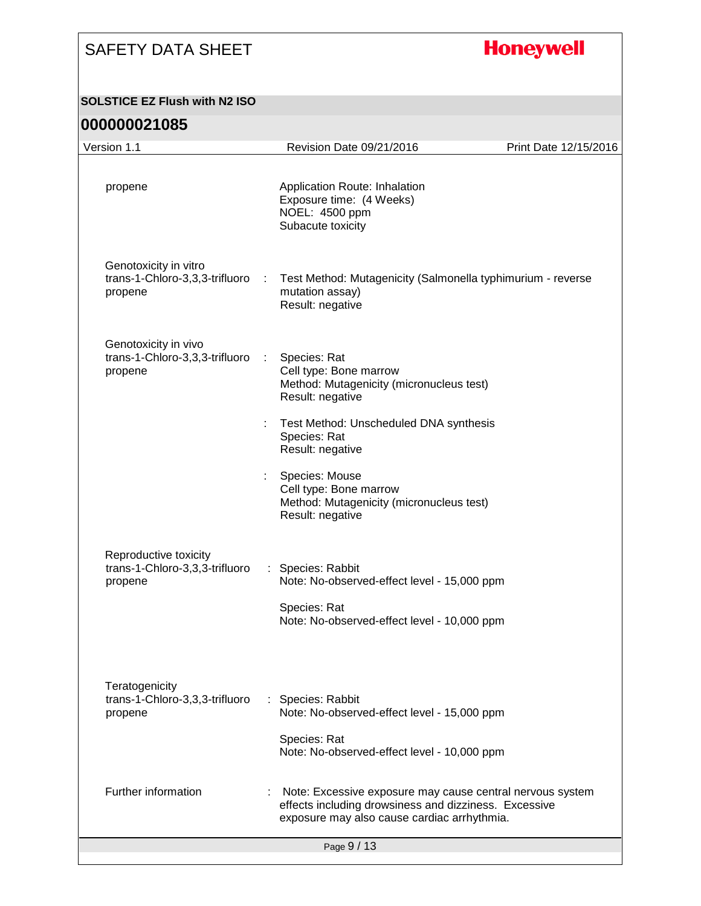propene

Application Route: Inhalation
Exposure time: (4 Weeks)
NOEL: 4500 ppm
Subacute toxicity

Genotoxicity in vitro
trans-1-Chloro-3,3,3-trifluoro propene : Test Method: Mutagenicity (Salmonella typhimurium - reverse mutation assay)
Result: negative

Genotoxicity in vivo
trans-1-Chloro-3,3,3-trifluoro propene : Species: Rat
Cell type: Bone marrow
Method: Mutagenicity (micronucleus test)
Result: negative

: Test Method: Unscheduled DNA synthesis
Species: Rat
Result: negative

: Species: Mouse
Cell type: Bone marrow
Method: Mutagenicity (micronucleus test)
Result: negative

Reproductive toxicity
trans-1-Chloro-3,3,3-trifluoro propene : Species: Rabbit
Note: No-observed-effect level - 15,000 ppm

Species: Rat
Note: No-observed-effect level - 10,000 ppm

Teratogenicity
trans-1-Chloro-3,3,3-trifluoro propene : Species: Rabbit
Note: No-observed-effect level - 15,000 ppm

Species: Rat
Note: No-observed-effect level - 10,000 ppm

Further information : Note: Excessive exposure may cause central nervous system effects including drowsiness and dizziness. Excessive exposure may also cause cardiac arrhythmia.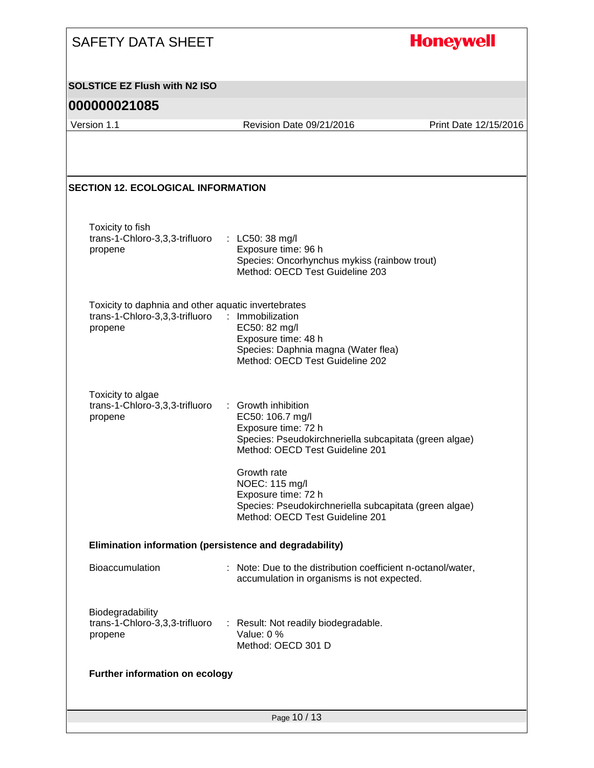## SECTION 12. ECOLOGICAL INFORMATION

Toxicity to fish

trans-1-Chloro-3,3,3-trifluoro propene : LC50: 38 mg/l
Exposure time: 96 h
Species: Oncorhynchus mykiss (rainbow trout)
Method: OECD Test Guideline 203

Toxicity to daphnia and other aquatic invertebrates

trans-1-Chloro-3,3,3-trifluoro propene : Immobilization
EC50: 82 mg/l
Exposure time: 48 h
Species: Daphnia magna (Water flea)
Method: OECD Test Guideline 202

Toxicity to algae

trans-1-Chloro-3,3,3-trifluoro propene : Growth inhibition
EC50: 106.7 mg/l
Exposure time: 72 h
Species: Pseudokirchneriella subcapitata (green algae)
Method: OECD Test Guideline 201

Growth rate
NOEC: 115 mg/l
Exposure time: 72 h
Species: Pseudokirchneriella subcapitata (green algae)
Method: OECD Test Guideline 201

**Elimination information (persistence and degradability)**

Bioaccumulation : Note: Due to the distribution coefficient n-octanol/water, accumulation in organisms is not expected.

Biodegradability

trans-1-Chloro-3,3,3-trifluoro propene : Result: Not readily biodegradable.
Value: 0 %
Method: OECD 301 D

**Further information on ecology**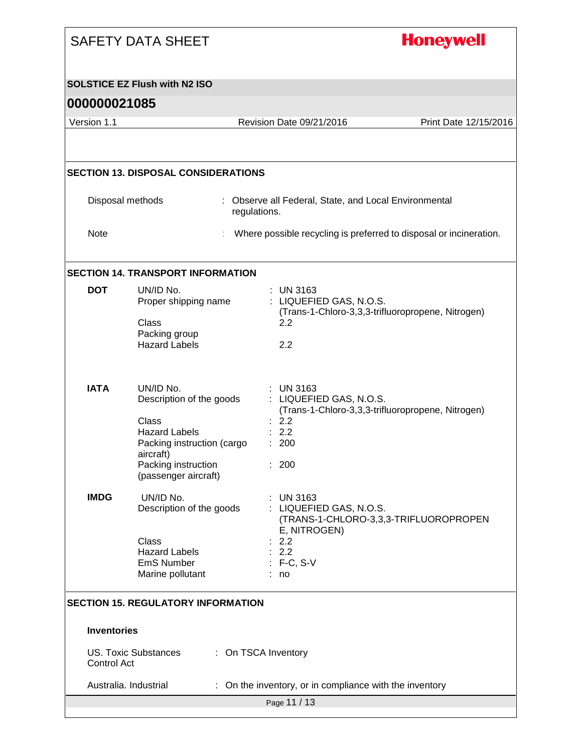## SECTION 13. DISPOSAL CONSIDERATIONS

| | |
|---|---|
| Disposal methods | : Observe all Federal, State, and Local Environmental regulations. |
| Note | : Where possible recycling is preferred to disposal or incineration. |

## SECTION 14. TRANSPORT INFORMATION

**DOT**

| | |
|---|---|
| UN/ID No. | : UN 3163 |
| Proper shipping name | : LIQUEFIED GAS, N.O.S. (Trans-1-Chloro-3,3,3-trifluoropropene, Nitrogen) |
| Class | 2.2 |
| Packing group | |
| Hazard Labels | 2.2 |

**IATA**

| | |
|---|---|
| UN/ID No. | : UN 3163 |
| Description of the goods | : LIQUEFIED GAS, N.O.S. (Trans-1-Chloro-3,3,3-trifluoropropene, Nitrogen) |
| Class | : 2.2 |
| Hazard Labels | : 2.2 |
| Packing instruction (cargo aircraft) | : 200 |
| Packing instruction (passenger aircraft) | : 200 |

**IMDG**

| | |
|---|---|
| UN/ID No. | : UN 3163 |
| Description of the goods | : LIQUEFIED GAS, N.O.S. (TRANS-1-CHLORO-3,3,3-TRIFLUOROPROPENE, NITROGEN) |
| Class | : 2.2 |
| Hazard Labels | : 2.2 |
| EmS Number | : F-C, S-V |
| Marine pollutant | : no |

## SECTION 15. REGULATORY INFORMATION

**Inventories**

| | |
|---|---|
| US. Toxic Substances Control Act | : On TSCA Inventory |
| Australia. Industrial | : On the inventory, or in compliance with the inventory |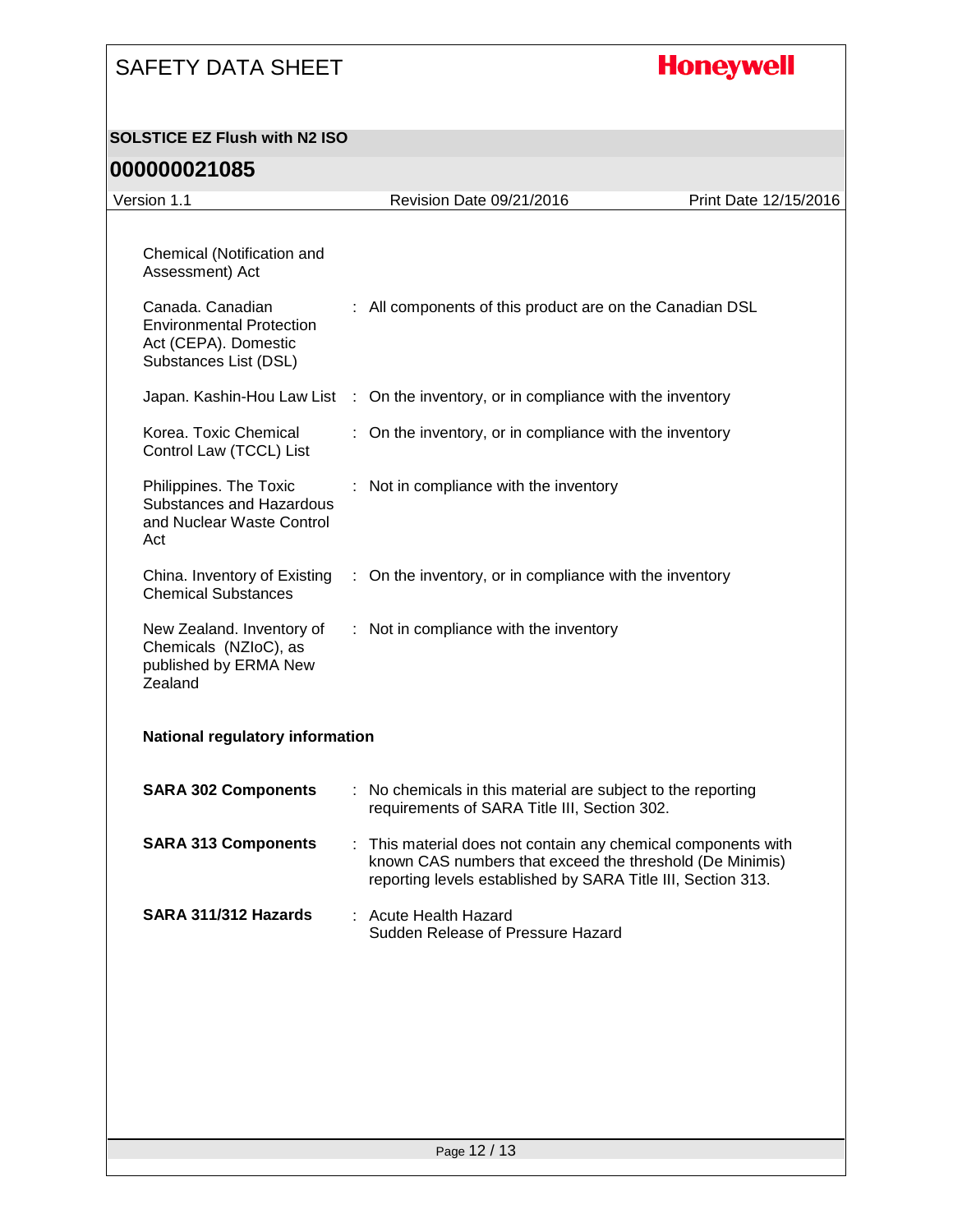Chemical (Notification and Assessment) Act

| | |
|---|---|
| Canada. Canadian Environmental Protection Act (CEPA). Domestic Substances List (DSL) | : All components of this product are on the Canadian DSL |
| Japan. Kashin-Hou Law List | : On the inventory, or in compliance with the inventory |
| Korea. Toxic Chemical Control Law (TCCL) List | : On the inventory, or in compliance with the inventory |
| Philippines. The Toxic Substances and Hazardous and Nuclear Waste Control Act | : Not in compliance with the inventory |
| China. Inventory of Existing Chemical Substances | : On the inventory, or in compliance with the inventory |
| New Zealand. Inventory of Chemicals (NZIoC), as published by ERMA New Zealand | : Not in compliance with the inventory |

**National regulatory information**

| | |
|---|---|
| **SARA 302 Components** | : No chemicals in this material are subject to the reporting requirements of SARA Title III, Section 302. |
| **SARA 313 Components** | : This material does not contain any chemical components with known CAS numbers that exceed the threshold (De Minimis) reporting levels established by SARA Title III, Section 313. |
| **SARA 311/312 Hazards** | : Acute Health Hazard<br>Sudden Release of Pressure Hazard |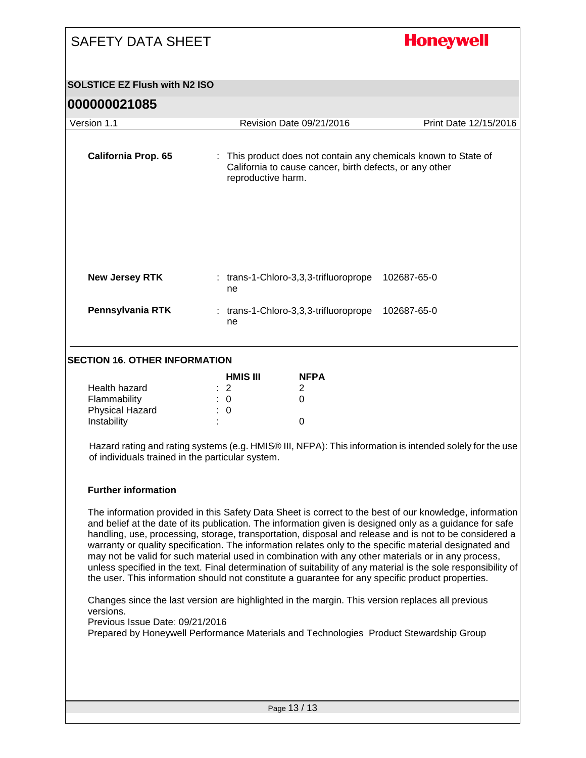**California Prop. 65** : This product does not contain any chemicals known to State of California to cause cancer, birth defects, or any other reproductive harm.

**New Jersey RTK** : trans-1-Chloro-3,3,3-trifluoropropene 102687-65-0

**Pennsylvania RTK** : trans-1-Chloro-3,3,3-trifluoropropene 102687-65-0

## SECTION 16. OTHER INFORMATION

| | HMIS III | NFPA |
|---|---|---|
| Health hazard | 2 | 2 |
| Flammability | 0 | 0 |
| Physical Hazard | 0 | |
| Instability | | 0 |

Hazard rating and rating systems (e.g. HMIS® III, NFPA): This information is intended solely for the use of individuals trained in the particular system.

### Further information

The information provided in this Safety Data Sheet is correct to the best of our knowledge, information and belief at the date of its publication. The information given is designed only as a guidance for safe handling, use, processing, storage, transportation, disposal and release and is not to be considered a warranty or quality specification. The information relates only to the specific material designated and may not be valid for such material used in combination with any other materials or in any process, unless specified in the text. Final determination of suitability of any material is the sole responsibility of the user. This information should not constitute a guarantee for any specific product properties.

Changes since the last version are highlighted in the margin. This version replaces all previous versions.
Previous Issue Date: 09/21/2016
Prepared by Honeywell Performance Materials and Technologies Product Stewardship Group